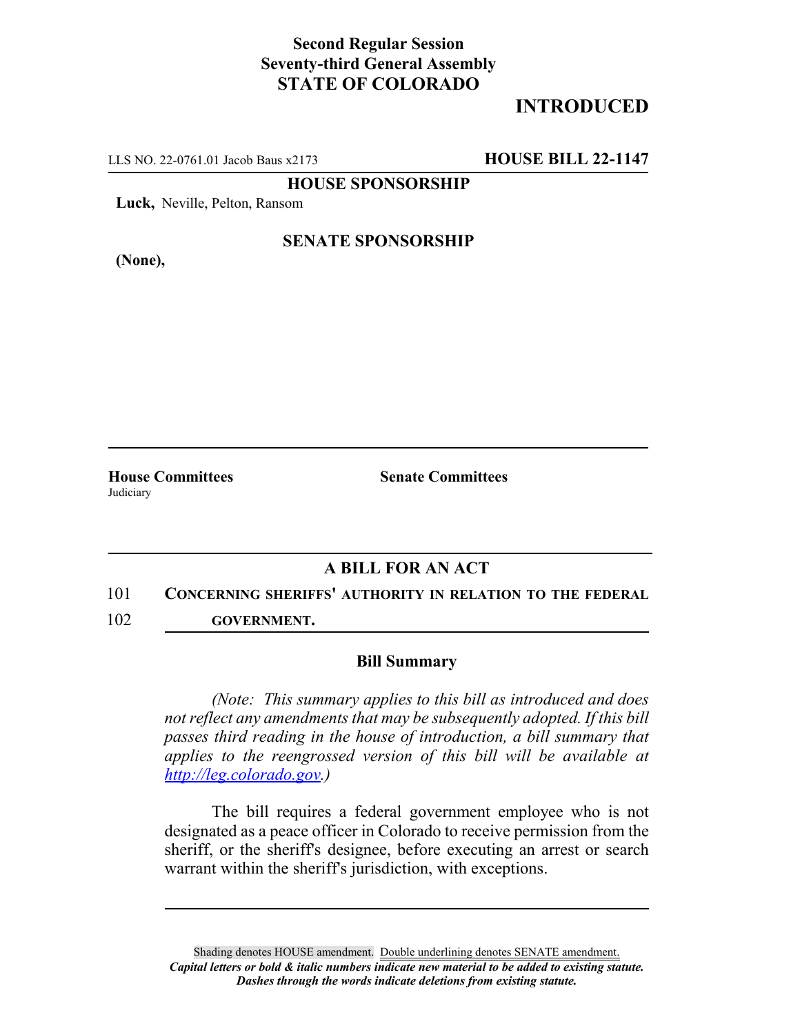**Second Regular Session**
**Seventy-third General Assembly**
**STATE OF COLORADO**

# INTRODUCED

LLS NO. 22-0761.01 Jacob Baus x2173 **HOUSE BILL 22-1147**

**HOUSE SPONSORSHIP**

**Luck,** Neville, Pelton, Ransom

**SENATE SPONSORSHIP**

**(None),**

**House Committees**
Judiciary

**Senate Committees**

## A BILL FOR AN ACT

101 **CONCERNING SHERIFFS' AUTHORITY IN RELATION TO THE FEDERAL**
102 **GOVERNMENT.**

### Bill Summary

*(Note: This summary applies to this bill as introduced and does not reflect any amendments that may be subsequently adopted. If this bill passes third reading in the house of introduction, a bill summary that applies to the reengrossed version of this bill will be available at http://leg.colorado.gov.)*

The bill requires a federal government employee who is not designated as a peace officer in Colorado to receive permission from the sheriff, or the sheriff's designee, before executing an arrest or search warrant within the sheriff's jurisdiction, with exceptions.

Shading denotes HOUSE amendment. Double underlining denotes SENATE amendment.
*Capital letters or bold & italic numbers indicate new material to be added to existing statute.*
*Dashes through the words indicate deletions from existing statute.*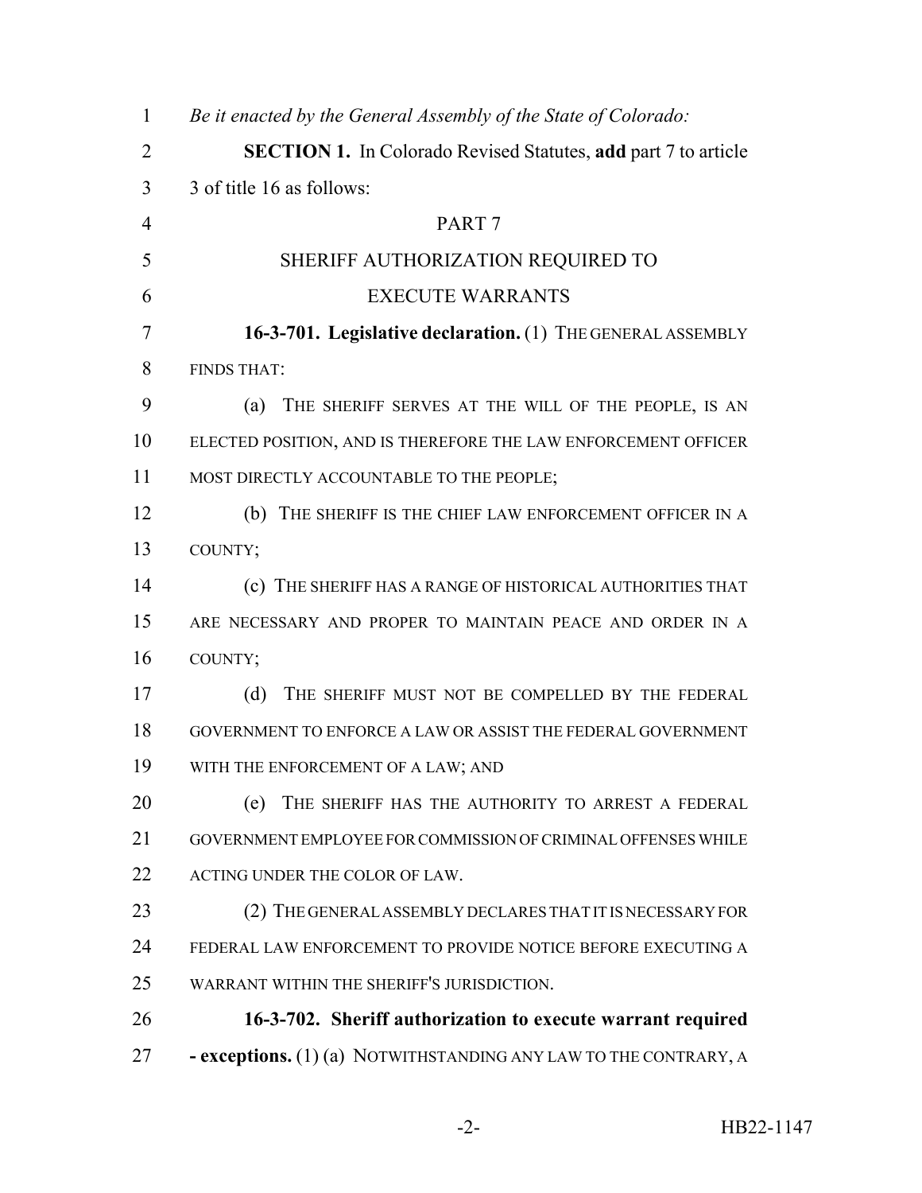*Be it enacted by the General Assembly of the State of Colorado:*

**SECTION 1.** In Colorado Revised Statutes, **add** part 7 to article 3 of title 16 as follows:

PART 7

SHERIFF AUTHORIZATION REQUIRED TO EXECUTE WARRANTS

**16-3-701. Legislative declaration.** (1) THE GENERAL ASSEMBLY FINDS THAT:

(a) THE SHERIFF SERVES AT THE WILL OF THE PEOPLE, IS AN ELECTED POSITION, AND IS THEREFORE THE LAW ENFORCEMENT OFFICER MOST DIRECTLY ACCOUNTABLE TO THE PEOPLE;

(b) THE SHERIFF IS THE CHIEF LAW ENFORCEMENT OFFICER IN A COUNTY;

(c) THE SHERIFF HAS A RANGE OF HISTORICAL AUTHORITIES THAT ARE NECESSARY AND PROPER TO MAINTAIN PEACE AND ORDER IN A COUNTY;

(d) THE SHERIFF MUST NOT BE COMPELLED BY THE FEDERAL GOVERNMENT TO ENFORCE A LAW OR ASSIST THE FEDERAL GOVERNMENT WITH THE ENFORCEMENT OF A LAW; AND

(e) THE SHERIFF HAS THE AUTHORITY TO ARREST A FEDERAL GOVERNMENT EMPLOYEE FOR COMMISSION OF CRIMINAL OFFENSES WHILE ACTING UNDER THE COLOR OF LAW.

(2) THE GENERAL ASSEMBLY DECLARES THAT IT IS NECESSARY FOR FEDERAL LAW ENFORCEMENT TO PROVIDE NOTICE BEFORE EXECUTING A WARRANT WITHIN THE SHERIFF'S JURISDICTION.

**16-3-702. Sheriff authorization to execute warrant required - exceptions.** (1) (a) NOTWITHSTANDING ANY LAW TO THE CONTRARY, A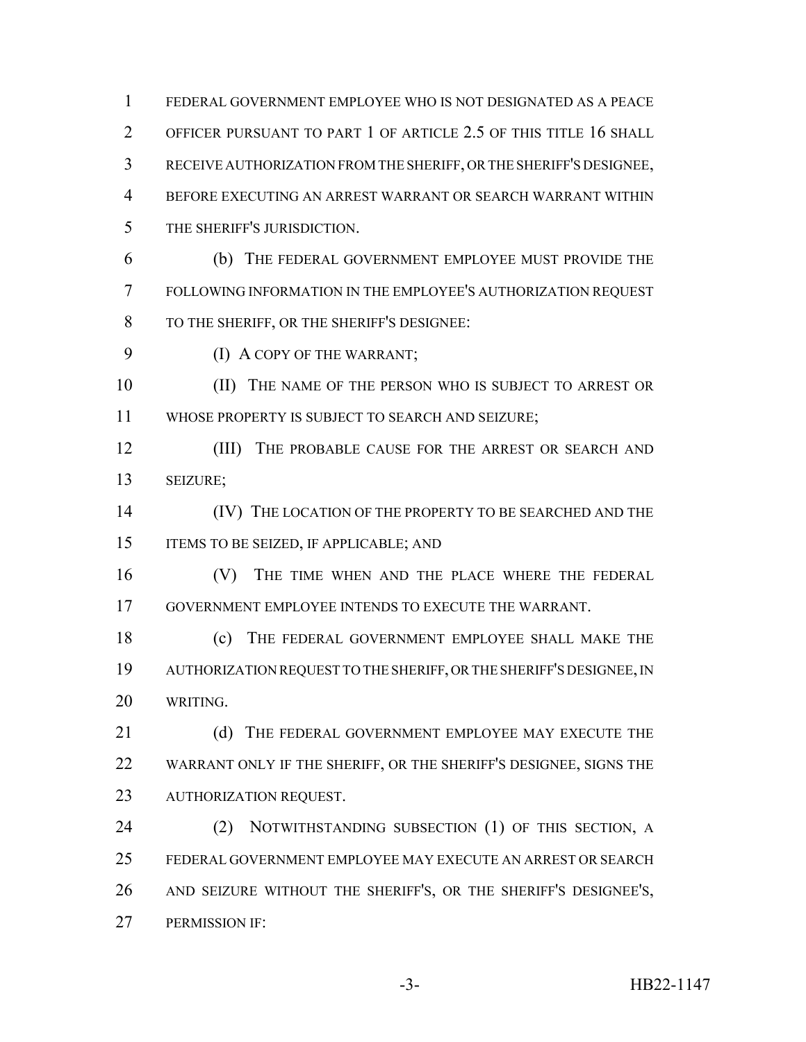FEDERAL GOVERNMENT EMPLOYEE WHO IS NOT DESIGNATED AS A PEACE OFFICER PURSUANT TO PART 1 OF ARTICLE 2.5 OF THIS TITLE 16 SHALL RECEIVE AUTHORIZATION FROM THE SHERIFF, OR THE SHERIFF'S DESIGNEE, BEFORE EXECUTING AN ARREST WARRANT OR SEARCH WARRANT WITHIN THE SHERIFF'S JURISDICTION.

(b) THE FEDERAL GOVERNMENT EMPLOYEE MUST PROVIDE THE FOLLOWING INFORMATION IN THE EMPLOYEE'S AUTHORIZATION REQUEST TO THE SHERIFF, OR THE SHERIFF'S DESIGNEE:

(I) A COPY OF THE WARRANT;

(II) THE NAME OF THE PERSON WHO IS SUBJECT TO ARREST OR WHOSE PROPERTY IS SUBJECT TO SEARCH AND SEIZURE;

(III) THE PROBABLE CAUSE FOR THE ARREST OR SEARCH AND SEIZURE;

(IV) THE LOCATION OF THE PROPERTY TO BE SEARCHED AND THE ITEMS TO BE SEIZED, IF APPLICABLE; AND

(V) THE TIME WHEN AND THE PLACE WHERE THE FEDERAL GOVERNMENT EMPLOYEE INTENDS TO EXECUTE THE WARRANT.

(c) THE FEDERAL GOVERNMENT EMPLOYEE SHALL MAKE THE AUTHORIZATION REQUEST TO THE SHERIFF, OR THE SHERIFF'S DESIGNEE, IN WRITING.

(d) THE FEDERAL GOVERNMENT EMPLOYEE MAY EXECUTE THE WARRANT ONLY IF THE SHERIFF, OR THE SHERIFF'S DESIGNEE, SIGNS THE AUTHORIZATION REQUEST.

(2) NOTWITHSTANDING SUBSECTION (1) OF THIS SECTION, A FEDERAL GOVERNMENT EMPLOYEE MAY EXECUTE AN ARREST OR SEARCH AND SEIZURE WITHOUT THE SHERIFF'S, OR THE SHERIFF'S DESIGNEE'S, PERMISSION IF: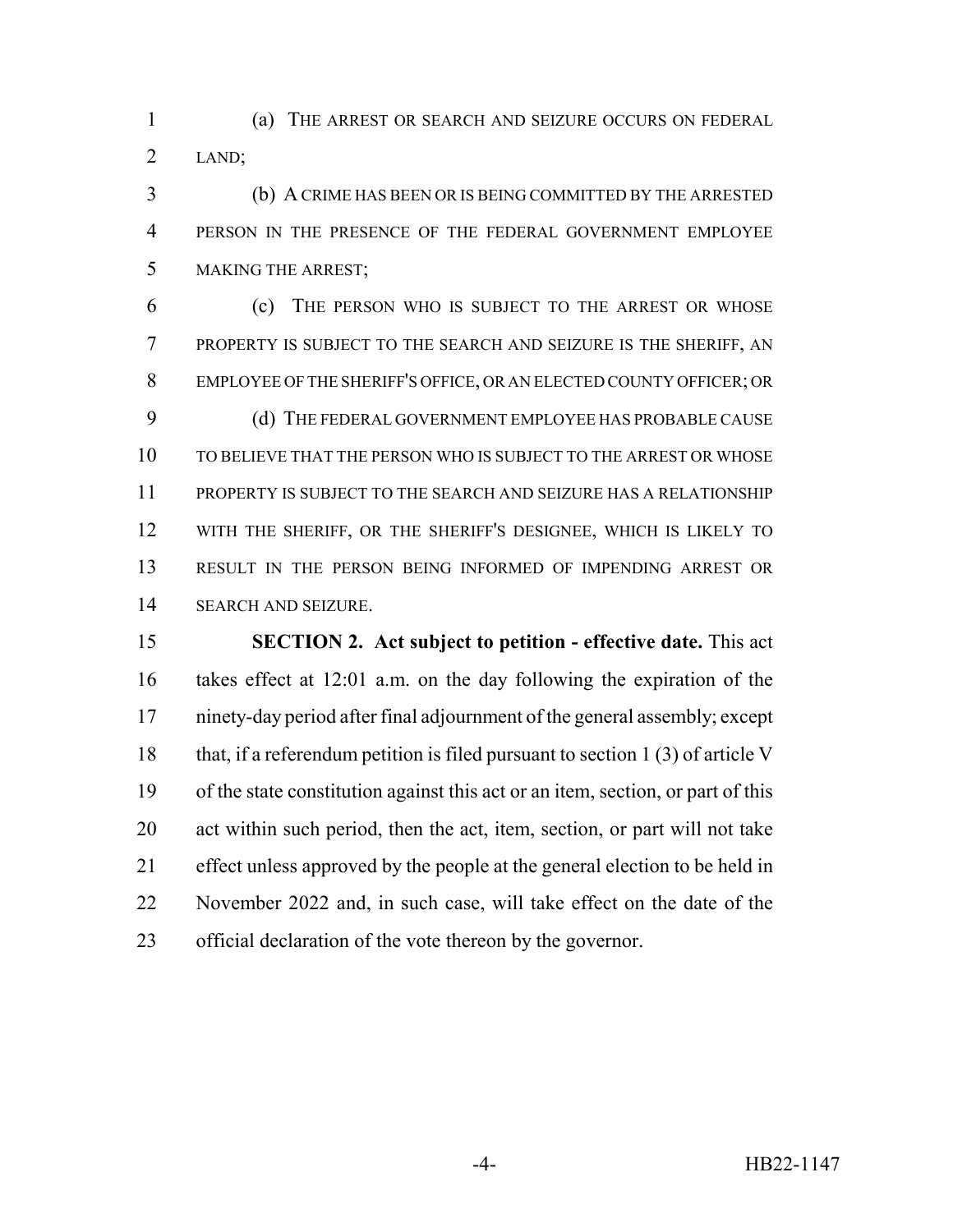(a) THE ARREST OR SEARCH AND SEIZURE OCCURS ON FEDERAL LAND;

(b) A CRIME HAS BEEN OR IS BEING COMMITTED BY THE ARRESTED PERSON IN THE PRESENCE OF THE FEDERAL GOVERNMENT EMPLOYEE MAKING THE ARREST;

(c) THE PERSON WHO IS SUBJECT TO THE ARREST OR WHOSE PROPERTY IS SUBJECT TO THE SEARCH AND SEIZURE IS THE SHERIFF, AN EMPLOYEE OF THE SHERIFF'S OFFICE, OR AN ELECTED COUNTY OFFICER; OR

(d) THE FEDERAL GOVERNMENT EMPLOYEE HAS PROBABLE CAUSE TO BELIEVE THAT THE PERSON WHO IS SUBJECT TO THE ARREST OR WHOSE PROPERTY IS SUBJECT TO THE SEARCH AND SEIZURE HAS A RELATIONSHIP WITH THE SHERIFF, OR THE SHERIFF'S DESIGNEE, WHICH IS LIKELY TO RESULT IN THE PERSON BEING INFORMED OF IMPENDING ARREST OR SEARCH AND SEIZURE.

**SECTION 2. Act subject to petition - effective date.** This act takes effect at 12:01 a.m. on the day following the expiration of the ninety-day period after final adjournment of the general assembly; except that, if a referendum petition is filed pursuant to section 1 (3) of article V of the state constitution against this act or an item, section, or part of this act within such period, then the act, item, section, or part will not take effect unless approved by the people at the general election to be held in November 2022 and, in such case, will take effect on the date of the official declaration of the vote thereon by the governor.